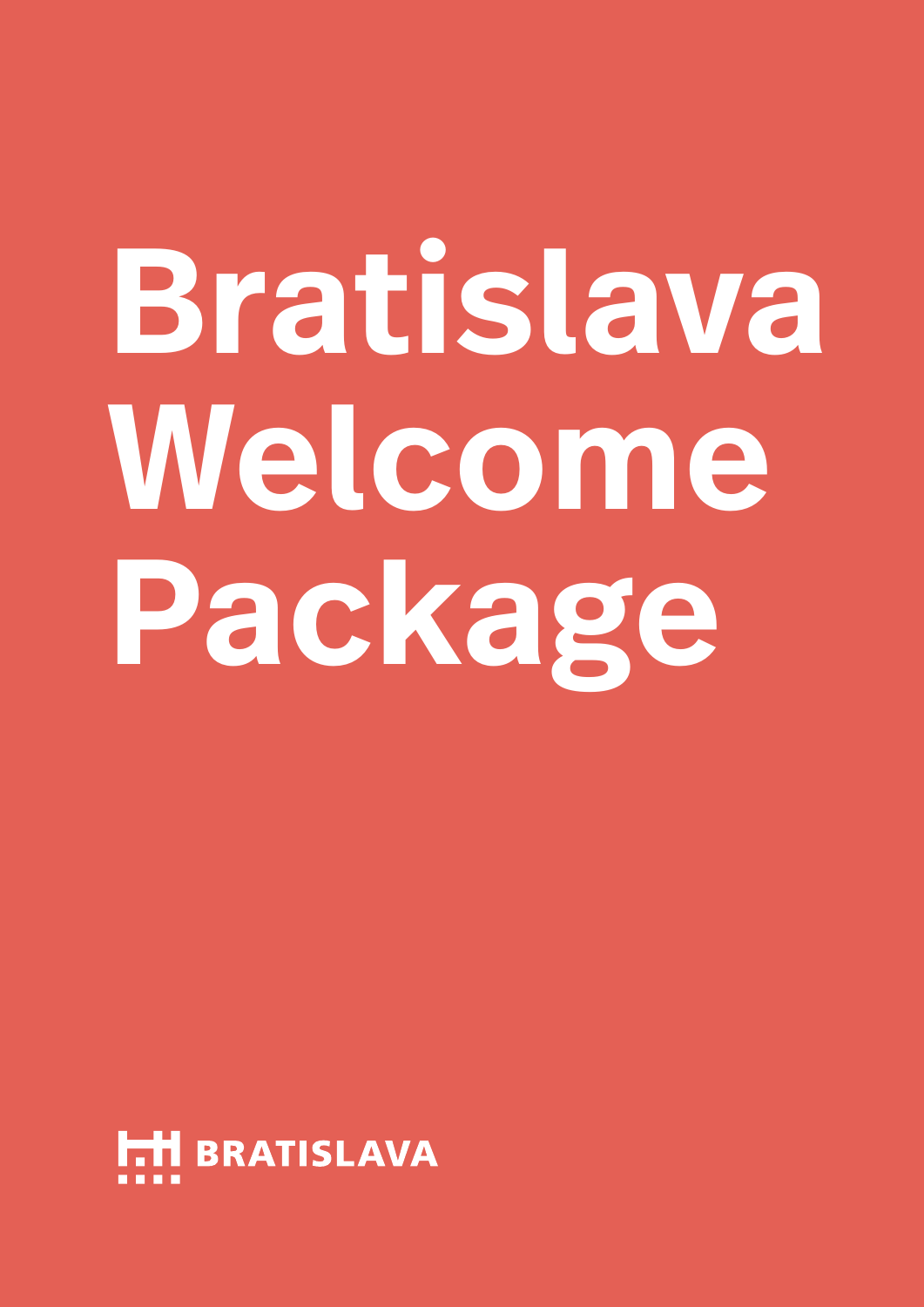# Bratislava Welcome Package

BRATISLAVA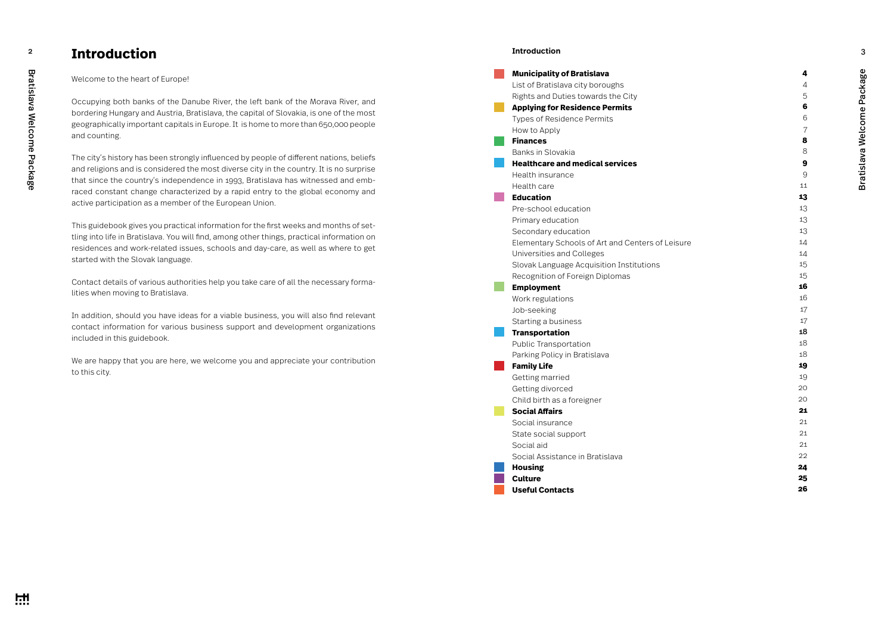# Introduction

Welcome to the heart of Europe!

Occupying both banks of the Danube River, the left bank of the Morava River, and bordering Hungary and Austria, Bratislava, the capital of Slovakia, is one of the most geographically important capitals in Europe. It is home to more than 650,000 people and counting.

The city's history has been strongly influenced by people of different nations, beliefs and religions and is considered the most diverse city in the country. It is no surprise that since the country's independence in 1993, Bratislava has witnessed and embraced constant change characterized by a rapid entry to the global economy and active participation as a member of the European Union.

This guidebook gives you practical information for the first weeks and months of settling into life in Bratislava. You will find, among other things, practical information on residences and work-related issues, schools and day-care, as well as where to get started with the Slovak language.

Contact details of various authorities help you take care of all the necessary formalities when moving to Bratislava.

In addition, should you have ideas for a viable business, you will also find relevant contact information for various business support and development organizations included in this guidebook.

We are happy that you are here, we welcome you and appreciate your contribution to this city.

**Introduction**

| | |
|---|---|
| **Municipality of Bratislava** | **4** |
| List of Bratislava city boroughs | 4 |
| Rights and Duties towards the City | 5 |
| **Applying for Residence Permits** | **6** |
| Types of Residence Permits | 6 |
| How to Apply | 7 |
| **Finances** | **8** |
| Banks in Slovakia | 8 |
| **Healthcare and medical services** | **9** |
| Health insurance | 9 |
| Health care | 11 |
| **Education** | **13** |
| Pre-school education | 13 |
| Primary education | 13 |
| Secondary education | 13 |
| Elementary Schools of Art and Centers of Leisure | 14 |
| Universities and Colleges | 14 |
| Slovak Language Acquisition Institutions | 15 |
| Recognition of Foreign Diplomas | 15 |
| **Employment** | **16** |
| Work regulations | 16 |
| Job-seeking | 17 |
| Starting a business | 17 |
| **Transportation** | **18** |
| Public Transportation | 18 |
| Parking Policy in Bratislava | 18 |
| **Family Life** | **19** |
| Getting married | 19 |
| Getting divorced | 20 |
| Child birth as a foreigner | 20 |
| **Social Affairs** | **21** |
| Social insurance | 21 |
| State social support | 21 |
| Social aid | 21 |
| Social Assistance in Bratislava | 22 |
| **Housing** | **24** |
| **Culture** | **25** |
| **Useful Contacts** | **26** |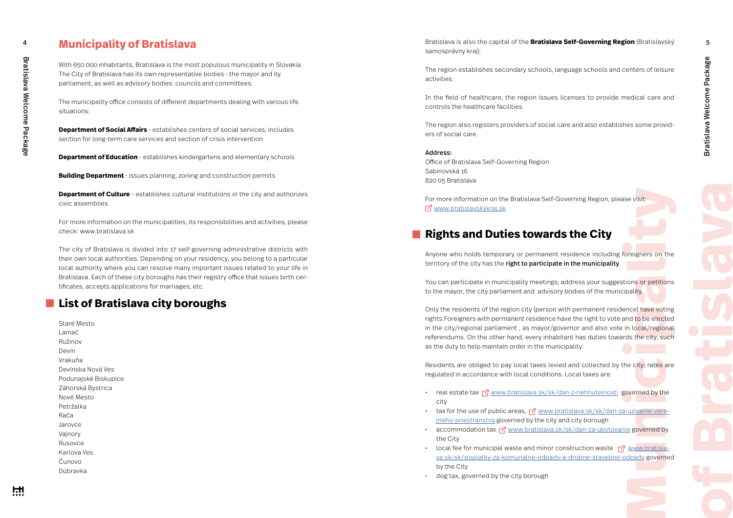# Municipality of Bratislava

With 650 000 inhabitants, Bratislava is the most populous municipality in Slovakia. The City of Bratislava has its own representative bodies - the mayor and ity parliament, as well as advisory bodies: councils and committees.

The municipality office consists of different departments dealing with various life situations:

**Department of Social Affairs** - establishes centers of social services, includes section for long-term care services and section of crisis intervention

**Department of Education** - establishes kindergartens and elementary schools

**Building Department** - issues planning, zoning and construction permits

**Department of Culture** - establishes cultural institutions in the city and authorizes civic assemblies

For more information on the municipalities, its responsibilities and activities, please check: www.bratislava.sk

The city of Bratislava is divided into 17 self-governing administrative districts with their own local authorities. Depending on your residency, you belong to a particular local authority where you can resolve many important issues related to your life in Bratislava. Each of these city boroughs has their registry office that issues birth certificates, accepts applications for marriages, etc.

## List of Bratislava city boroughs

Staré Mesto
Lamač
Ružinov
Devín
Vrakuňa
Devínska Nová Ves
Podunajské Biskupice
Záhorská Bystrica
Nové Mesto
Petržalka
Rača
Jarovce
Vajnory
Rusovce
Karlova Ves
Čunovo
Dúbravka

Bratislava is also the capital of the **Bratislava Self-Governing Region** (Bratislavský samosprávny kraj).

The region establishes secondary schools, language schools and centers of leisure activities.

In the field of healthcare, the region issues licenses to provide medical care and controls the healthcare facilities.

The region also registers providers of social care and also establishes some providers of social care.

**Address:**
Office of Bratislava Self-Governing Region
Sabinovská 16
820 05 Bratislava

For more information on the Bratislava Self-Governing Region, please visit:
www.bratislavskykraj.sk

## Rights and Duties towards the City

Anyone who holds temporary or permanent residence including foreigners on the territory of the city has the **right to participate in the municipality**.

You can participate in municipality meetings; address your suggestions or petitions to the mayor, the city parliament and advisory bodies of the municipality.

Only the residents of the region city (person with permanent residence) have voting rights.Foreigners with permanent residence have the right to vote and to be elected in the city/regional parliament , as mayor/governor and also vote in local/regional referendums. On the other hand, every inhabitant has duties towards the city, such as the duty to help maintain order in the municipality.

Residents are obliged to pay local taxes levied and collected by the city; rates are regulated in accordance with local conditions. Local taxes are:

- real estate tax www.bratislava.sk/sk/dan-z-nehnutelnosti governed by the city
- tax for the use of public areas, www.bratislava.sk/sk/dan-za-uzivanie-verejneho-priestranstva governed by the city and city borough
- accommodation tax www.bratislava.sk/sk/dan-za-ubytovanie governed by the City
- local fee for municipal waste and minor construction waste www.bratislava.sk/sk/poplatky-za-komunalne-odpady-a-drobne-stavebne-odpady governed by the City
- dog tax, governed by the city borough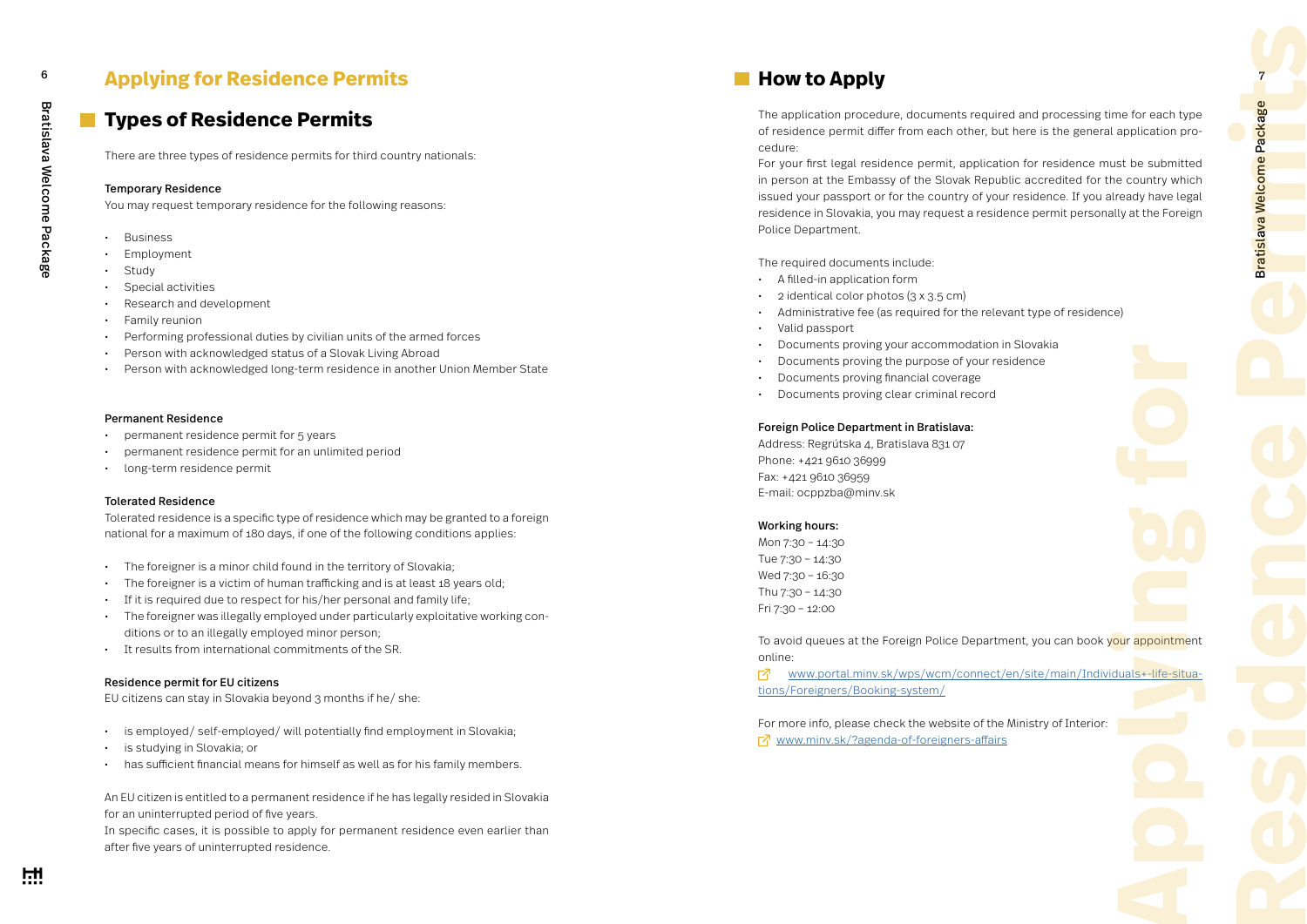# Applying for Residence Permits

## Types of Residence Permits

There are three types of residence permits for third country nationals:

**Temporary Residence**

You may request temporary residence for the following reasons:

- Business
- Employment
- Study
- Special activities
- Research and development
- Family reunion
- Performing professional duties by civilian units of the armed forces
- Person with acknowledged status of a Slovak Living Abroad
- Person with acknowledged long-term residence in another Union Member State

**Permanent Residence**

- permanent residence permit for 5 years
- permanent residence permit for an unlimited period
- long-term residence permit

**Tolerated Residence**

Tolerated residence is a specific type of residence which may be granted to a foreign national for a maximum of 180 days, if one of the following conditions applies:

- The foreigner is a minor child found in the territory of Slovakia;
- The foreigner is a victim of human trafficking and is at least 18 years old;
- If it is required due to respect for his/her personal and family life;
- The foreigner was illegally employed under particularly exploitative working conditions or to an illegally employed minor person;
- It results from international commitments of the SR.

**Residence permit for EU citizens**

EU citizens can stay in Slovakia beyond 3 months if he/ she:

- is employed/ self-employed/ will potentially find employment in Slovakia;
- is studying in Slovakia; or
- has sufficient financial means for himself as well as for his family members.

An EU citizen is entitled to a permanent residence if he has legally resided in Slovakia for an uninterrupted period of five years.
In specific cases, it is possible to apply for permanent residence even earlier than after five years of uninterrupted residence.

## How to Apply

The application procedure, documents required and processing time for each type of residence permit differ from each other, but here is the general application procedure:
For your first legal residence permit, application for residence must be submitted in person at the Embassy of the Slovak Republic accredited for the country which issued your passport or for the country of your residence. If you already have legal residence in Slovakia, you may request a residence permit personally at the Foreign Police Department.

The required documents include:

- A filled-in application form
- 2 identical color photos (3 x 3.5 cm)
- Administrative fee (as required for the relevant type of residence)
- Valid passport
- Documents proving your accommodation in Slovakia
- Documents proving the purpose of your residence
- Documents proving financial coverage
- Documents proving clear criminal record

**Foreign Police Department in Bratislava:**
Address: Regrútska 4, Bratislava 831 07
Phone: +421 9610 36999
Fax: +421 9610 36959
E-mail: ocppzba@minv.sk

**Working hours:**
Mon 7:30 – 14:30
Tue 7:30 – 14:30
Wed 7:30 – 16:30
Thu 7:30 – 14:30
Fri 7:30 – 12:00

To avoid queues at the Foreign Police Department, you can book your appointment online:
www.portal.minv.sk/wps/wcm/connect/en/site/main/Individuals+-life-situations/Foreigners/Booking-system/

For more info, please check the website of the Ministry of Interior:
www.minv.sk/?agenda-of-foreigners-affairs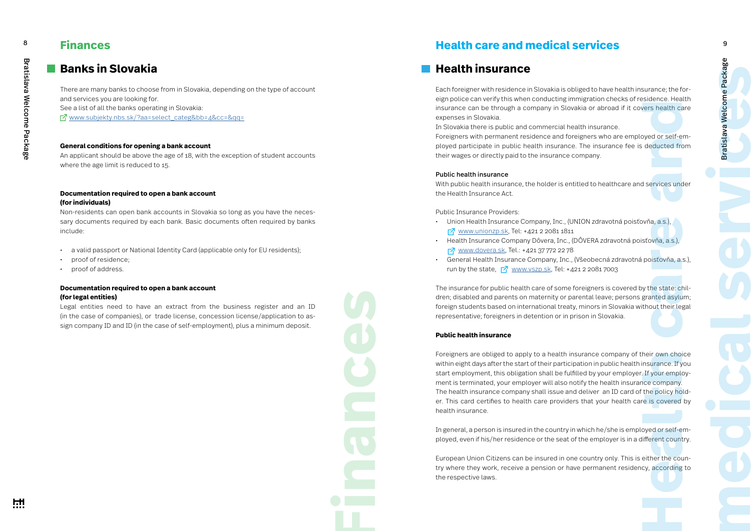# Finances

## Banks in Slovakia

There are many banks to choose from in Slovakia, depending on the type of account and services you are looking for.
See a list of all the banks operating in Slovakia:
www.subjekty.nbs.sk/?aa=select_categ&bb=4&cc=&qq=

**General conditions for opening a bank account**
An applicant should be above the age of 18, with the exception of student accounts where the age limit is reduced to 15.

**Documentation required to open a bank account (for individuals)**
Non-residents can open bank accounts in Slovakia so long as you have the necessary documents required by each bank. Basic documents often required by banks include:

- a valid passport or National Identity Card (applicable only for EU residents);
- proof of residence;
- proof of address.

**Documentation required to open a bank account (for legal entities)**
Legal entities need to have an extract from the business register and an ID (in the case of companies), or trade license, concession license/application to assign company ID and ID (in the case of self-employment), plus a minimum deposit.

# Health care and medical services

## Health insurance

Each foreigner with residence in Slovakia is obliged to have health insurance; the foreign police can verify this when conducting immigration checks of residence. Health insurance can be through a company in Slovakia or abroad if it covers health care expenses in Slovakia.
In Slovakia there is public and commercial health insurance.
Foreigners with permanent residence and foreigners who are employed or self-employed participate in public health insurance. The insurance fee is deducted from their wages or directly paid to the insurance company.

**Public health insurance**
With public health insurance, the holder is entitled to healthcare and services under the Health Insurance Act.

Public Insurance Providers:

- Union Health Insurance Company, Inc., (UNION zdravotná poisťovňa, a.s.), www.unionzp.sk, Tel: +421 2 2081 1811
- Health Insurance Company Dôvera, Inc., (DÔVERA zdravotná poisťovňa, a.s.), www.dovera.sk, Tel.: +421 37 772 22 78
- General Health Insurance Company, Inc., (Všeobecná zdravotná poisťovňa, a.s.), run by the state, www.vszp.sk, Tel: +421 2 2081 7003

The insurance for public health care of some foreigners is covered by the state: children; disabled and parents on maternity or parental leave; persons granted asylum; foreign students based on international treaty, minors in Slovakia without their legal representative; foreigners in detention or in prison in Slovakia.

**Public health insurance**

Foreigners are obliged to apply to a health insurance company of their own choice within eight days after the start of their participation in public health insurance. If you start employment, this obligation shall be fulfilled by your employer. If your employment is terminated, your employer will also notify the health insurance company.
The health insurance company shall issue and deliver an ID card of the policy holder. This card certifies to health care providers that your health care is covered by health insurance.

In general, a person is insured in the country in which he/she is employed or self-employed, even if his/her residence or the seat of the employer is in a different country.

European Union Citizens can be insured in one country only. This is either the country where they work, receive a pension or have permanent residency, according to the respective laws.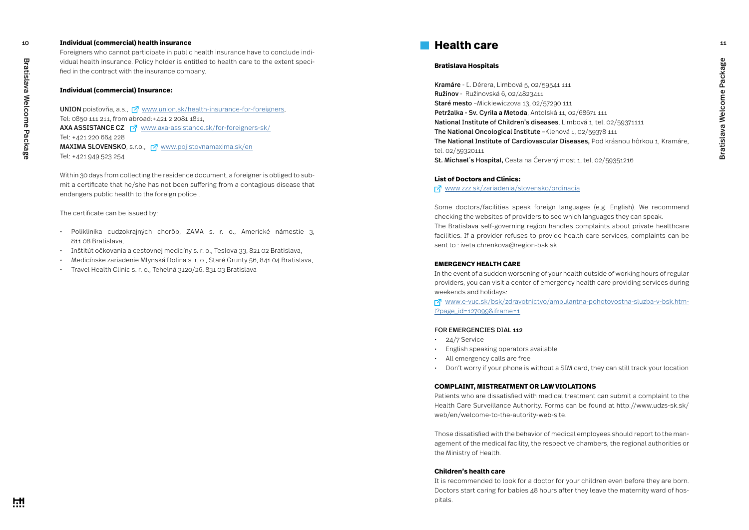### Individual (commercial) health insurance

Foreigners who cannot participate in public health insurance have to conclude individual health insurance. Policy holder is entitled to health care to the extent specified in the contract with the insurance company.

#### Individual (commercial) Insurance:

**UNION** poisťovňa, a.s., www.union.sk/health-insurance-for-foreigners,
Tel: 0850 111 211, from abroad:+421 2 2081 1811,
**AXA ASSISTANCE CZ** www.axa-assistance.sk/for-foreigners-sk/
Tel: +421 220 664 228
**MAXIMA SLOVENSKO**, s.r.o., www.pojistovnamaxima.sk/en
Tel: +421 949 523 254

Within 30 days from collecting the residence document, a foreigner is obliged to submit a certificate that he/she has not been suffering from a contagious disease that endangers public health to the foreign police .

The certificate can be issued by:

- Poliklinika cudzokrajných chorôb, ZAMA s. r. o., Americké námestie 3, 811 08 Bratislava,
- Inštitút očkovania a cestovnej medicíny s. r. o., Teslova 33, 821 02 Bratislava,
- Medicínske zariadenie Mlynská Dolina s. r. o., Staré Grunty 56, 841 04 Bratislava,
- Travel Health Clinic s. r. o., Tehelná 3120/26, 831 03 Bratislava

## Health care

#### Bratislava Hospitals

**Kramáre** - Ľ. Dérera, Limbová 5, 02/59541 111
**Ružinov** - Ružinovská 6, 02/4823411
**Staré mesto** –Mickiewiczova 13, 02/57290 111
**Petržalka - Sv. Cyrila a Metoda**, Antolská 11, 02/68671 111
**National Institute of Children's diseases**, Limbová 1, tel. 02/59371111
**The National Oncological Institute** –Klenová 1, 02/59378 111
**The National Institute of Cardiovascular Diseases,** Pod krásnou hôrkou 1, Kramáre, tel. 02/59320111
**St. Michael´s Hospital,** Cesta na Červený most 1, tel. 02/59351216

#### List of Doctors and Clinics:

www.zzz.sk/zariadenia/slovensko/ordinacia

Some doctors/facilities speak foreign languages (e.g. English). We recommend checking the websites of providers to see which languages they can speak.
The Bratislava self-governing region handles complaints about private healthcare facilities. If a provider refuses to provide health care services, complaints can be sent to : iveta.chrenkova@region-bsk.sk

#### EMERGENCY HEALTH CARE

In the event of a sudden worsening of your health outside of working hours of regular providers, you can visit a center of emergency health care providing services during weekends and holidays:

www.e-vuc.sk/bsk/zdravotnictvo/ambulantna-pohotovostna-sluzba-v-bsk.html?page_id=127099&iframe=1

FOR EMERGENCIES DIAL 112

- 24/7 Service
- English speaking operators available
- All emergency calls are free
- Don't worry if your phone is without a SIM card, they can still track your location

#### COMPLAINT, MISTREATMENT OR LAW VIOLATIONS

Patients who are dissatisfied with medical treatment can submit a complaint to the Health Care Surveillance Authority. Forms can be found at http://www.udzs-sk.sk/web/en/welcome-to-the-autority-web-site.

Those dissatisfied with the behavior of medical employees should report to the management of the medical facility, the respective chambers, the regional authorities or the Ministry of Health.

#### Children's health care

It is recommended to look for a doctor for your children even before they are born. Doctors start caring for babies 48 hours after they leave the maternity ward of hospitals.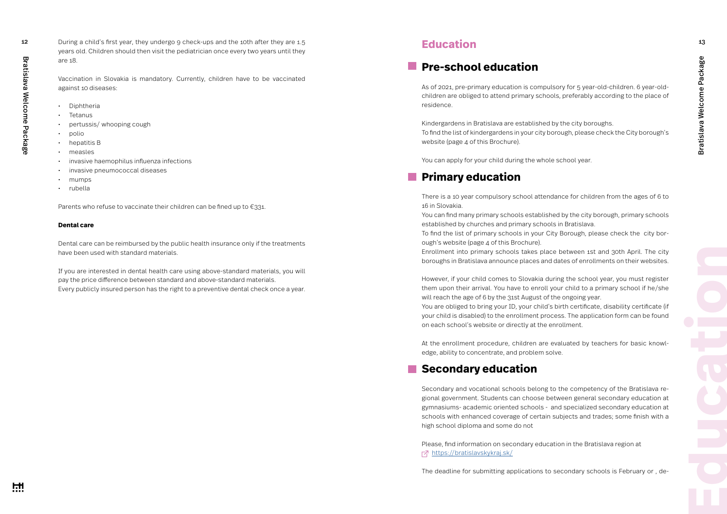During a child's first year, they undergo 9 check-ups and the 10th after they are 1.5 years old. Children should then visit the pediatrician once every two years until they are 18.

Vaccination in Slovakia is mandatory. Currently, children have to be vaccinated against 10 diseases:

- Diphtheria
- Tetanus
- pertussis/ whooping cough
- polio
- hepatitis B
- measles
- invasive haemophilus influenza infections
- invasive pneumococcal diseases
- mumps
- rubella

Parents who refuse to vaccinate their children can be fined up to €331.

**Dental care**

Dental care can be reimbursed by the public health insurance only if the treatments have been used with standard materials.

If you are interested in dental health care using above-standard materials, you will pay the price difference between standard and above-standard materials.
Every publicly insured person has the right to a preventive dental check once a year.

# Education

## Pre-school education

As of 2021, pre-primary education is compulsory for 5 year-old-children. 6 year-old-children are obliged to attend primary schools, preferably according to the place of residence.

Kindergardens in Bratislava are established by the city boroughs.
To find the list of kindergardens in your city borough, please check the City borough's website (page 4 of this Brochure).

You can apply for your child during the whole school year.

## Primary education

There is a 10 year compulsory school attendance for children from the ages of 6 to 16 in Slovakia.
You can find many primary schools established by the city borough, primary schools established by churches and primary schools in Bratislava.
To find the list of primary schools in your City Borough, please check the city borough's website (page 4 of this Brochure).
Enrollment into primary schools takes place between 1st and 30th April. The city boroughs in Bratislava announce places and dates of enrollments on their websites.

However, if your child comes to Slovakia during the school year, you must register them upon their arrival. You have to enroll your child to a primary school if he/she will reach the age of 6 by the 31st August of the ongoing year.
You are obliged to bring your ID, your child's birth certificate, disability certificate (if your child is disabled) to the enrollment process. The application form can be found on each school's website or directly at the enrollment.

At the enrollment procedure, children are evaluated by teachers for basic knowledge, ability to concentrate, and problem solve.

## Secondary education

Secondary and vocational schools belong to the competency of the Bratislava regional government. Students can choose between general secondary education at gymnasiums- academic oriented schools - and specialized secondary education at schools with enhanced coverage of certain subjects and trades; some finish with a high school diploma and some do not

Please, find information on secondary education in the Bratislava region at
https://bratislavskykraj.sk/

The deadline for submitting applications to secondary schools is February or , de-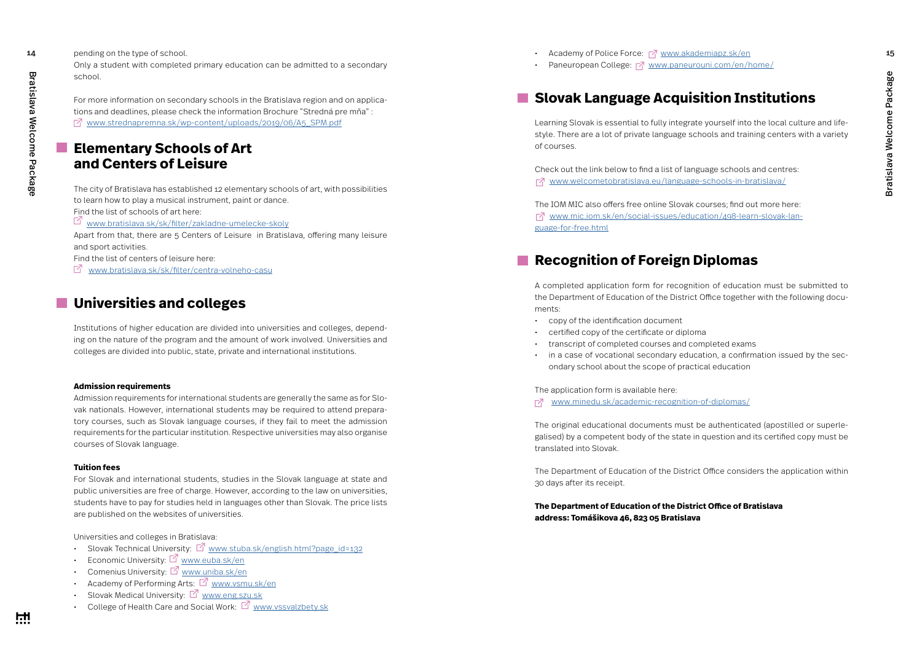pending on the type of school.
Only a student with completed primary education can be admitted to a secondary school.

For more information on secondary schools in the Bratislava region and on applications and deadlines, please check the information Brochure "Stredná pre mňa" :
www.strednapremna.sk/wp-content/uploads/2019/06/A5_SPM.pdf

## Elementary Schools of Art and Centers of Leisure

The city of Bratislava has established 12 elementary schools of art, with possibilities to learn how to play a musical instrument, paint or dance.
Find the list of schools of art here:
www.bratislava.sk/sk/filter/zakladne-umelecke-skoly
Apart from that, there are 5 Centers of Leisure in Bratislava, offering many leisure and sport activities.
Find the list of centers of leisure here:
www.bratislava.sk/sk/filter/centra-volneho-casu

## Universities and colleges

Institutions of higher education are divided into universities and colleges, depending on the nature of the program and the amount of work involved. Universities and colleges are divided into public, state, private and international institutions.

**Admission requirements**

Admission requirements for international students are generally the same as for Slovak nationals. However, international students may be required to attend preparatory courses, such as Slovak language courses, if they fail to meet the admission requirements for the particular institution. Respective universities may also organise courses of Slovak language.

**Tuition fees**

For Slovak and international students, studies in the Slovak language at state and public universities are free of charge. However, according to the law on universities, students have to pay for studies held in languages other than Slovak. The price lists are published on the websites of universities.

Universities and colleges in Bratislava:

- Slovak Technical University: www.stuba.sk/english.html?page_id=132
- Economic University: www.euba.sk/en
- Comenius University: www.uniba.sk/en
- Academy of Performing Arts: www.vsmu.sk/en
- Slovak Medical University: www.eng.szu.sk
- College of Health Care and Social Work: www.vssvalzbety.sk
- Academy of Police Force: www.akademiapz.sk/en
- Paneuropean College: www.paneurouni.com/en/home/

## Slovak Language Acquisition Institutions

Learning Slovak is essential to fully integrate yourself into the local culture and lifestyle. There are a lot of private language schools and training centers with a variety of courses.

Check out the link below to find a list of language schools and centres:
www.welcometobratislava.eu/language-schools-in-bratislava/

The IOM MIC also offers free online Slovak courses; find out more here:
www.mic.iom.sk/en/social-issues/education/498-learn-slovak-language-for-free.html

## Recognition of Foreign Diplomas

A completed application form for recognition of education must be submitted to the Department of Education of the District Office together with the following documents:

- copy of the identification document
- certified copy of the certificate or diploma
- transcript of completed courses and completed exams
- in a case of vocational secondary education, a confirmation issued by the secondary school about the scope of practical education

The application form is available here:
www.minedu.sk/academic-recognition-of-diplomas/

The original educational documents must be authenticated (apostilled or superlegalised) by a competent body of the state in question and its certified copy must be translated into Slovak.

The Department of Education of the District Office considers the application within 30 days after its receipt.

**The Department of Education of the District Office of Bratislava**
**address: Tomášikova 46, 823 05 Bratislava**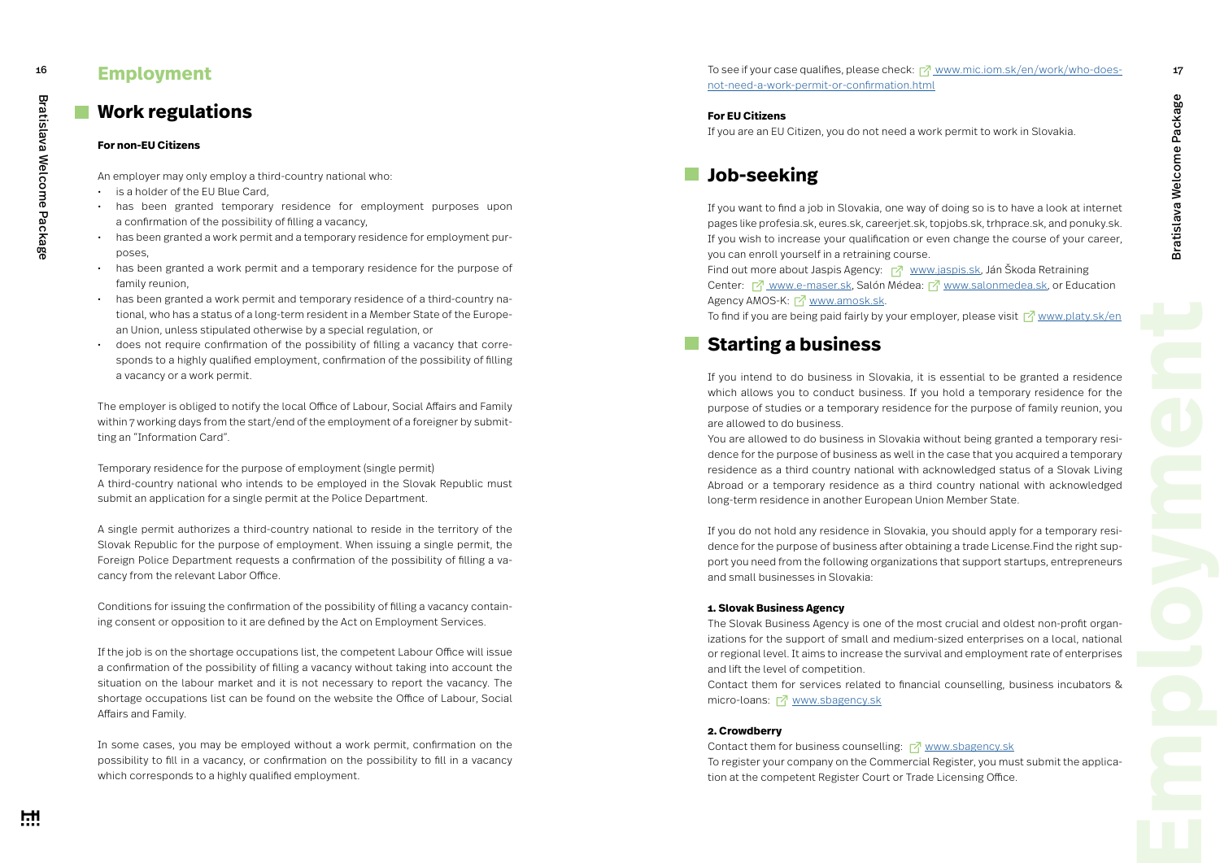# Employment

## Work regulations

**For non-EU Citizens**

An employer may only employ a third-country national who:

- is a holder of the EU Blue Card,
- has been granted temporary residence for employment purposes upon a confirmation of the possibility of filling a vacancy,
- has been granted a work permit and a temporary residence for employment purposes,
- has been granted a work permit and a temporary residence for the purpose of family reunion,
- has been granted a work permit and temporary residence of a third-country national, who has a status of a long-term resident in a Member State of the European Union, unless stipulated otherwise by a special regulation, or
- does not require confirmation of the possibility of filling a vacancy that corresponds to a highly qualified employment, confirmation of the possibility of filling a vacancy or a work permit.

The employer is obliged to notify the local Office of Labour, Social Affairs and Family within 7 working days from the start/end of the employment of a foreigner by submitting an "Information Card".

Temporary residence for the purpose of employment (single permit)
A third-country national who intends to be employed in the Slovak Republic must submit an application for a single permit at the Police Department.

A single permit authorizes a third-country national to reside in the territory of the Slovak Republic for the purpose of employment. When issuing a single permit, the Foreign Police Department requests a confirmation of the possibility of filling a vacancy from the relevant Labor Office.

Conditions for issuing the confirmation of the possibility of filling a vacancy containing consent or opposition to it are defined by the Act on Employment Services.

If the job is on the shortage occupations list, the competent Labour Office will issue a confirmation of the possibility of filling a vacancy without taking into account the situation on the labour market and it is not necessary to report the vacancy. The shortage occupations list can be found on the website the Office of Labour, Social Affairs and Family.

In some cases, you may be employed without a work permit, confirmation on the possibility to fill in a vacancy, or confirmation on the possibility to fill in a vacancy which corresponds to a highly qualified employment.

To see if your case qualifies, please check: www.mic.iom.sk/en/work/who-does-not-need-a-work-permit-or-confirmation.html

**For EU Citizens**

If you are an EU Citizen, you do not need a work permit to work in Slovakia.

## Job-seeking

If you want to find a job in Slovakia, one way of doing so is to have a look at internet pages like profesia.sk, eures.sk, careerjet.sk, topjobs.sk, trhprace.sk, and ponuky.sk. If you wish to increase your qualification or even change the course of your career, you can enroll yourself in a retraining course.
Find out more about Jaspis Agency: www.jaspis.sk, Ján Škoda Retraining Center: www.e-maser.sk, Salón Médea: www.salonmedea.sk, or Education Agency AMOS-K: www.amosk.sk.
To find if you are being paid fairly by your employer, please visit www.platy.sk/en

## Starting a business

If you intend to do business in Slovakia, it is essential to be granted a residence which allows you to conduct business. If you hold a temporary residence for the purpose of studies or a temporary residence for the purpose of family reunion, you are allowed to do business.
You are allowed to do business in Slovakia without being granted a temporary residence for the purpose of business as well in the case that you acquired a temporary residence as a third country national with acknowledged status of a Slovak Living Abroad or a temporary residence as a third country national with acknowledged long-term residence in another European Union Member State.

If you do not hold any residence in Slovakia, you should apply for a temporary residence for the purpose of business after obtaining a trade License.Find the right support you need from the following organizations that support startups, entrepreneurs and small businesses in Slovakia:

**1. Slovak Business Agency**
The Slovak Business Agency is one of the most crucial and oldest non-profit organizations for the support of small and medium-sized enterprises on a local, national or regional level. It aims to increase the survival and employment rate of enterprises and lift the level of competition.
Contact them for services related to financial counselling, business incubators & micro-loans: www.sbagency.sk

**2. Crowdberry**
Contact them for business counselling: www.sbagency.sk
To register your company on the Commercial Register, you must submit the application at the competent Register Court or Trade Licensing Office.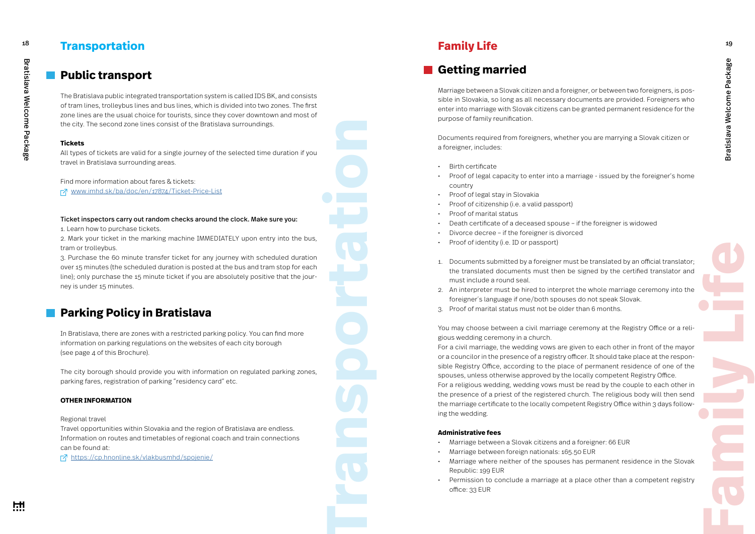# Transportation

## Public transport

The Bratislava public integrated transportation system is called IDS BK, and consists of tram lines, trolleybus lines and bus lines, which is divided into two zones. The first zone lines are the usual choice for tourists, since they cover downtown and most of the city. The second zone lines consist of the Bratislava surroundings.

**Tickets**

All types of tickets are valid for a single journey of the selected time duration if you travel in Bratislava surrounding areas.

Find more information about fares & tickets:
[www.imhd.sk/ba/doc/en/17874/Ticket-Price-List](www.imhd.sk/ba/doc/en/17874/Ticket-Price-List)

**Ticket inspectors carry out random checks around the clock. Make sure you:**

1. Learn how to purchase tickets.
2. Mark your ticket in the marking machine IMMEDIATELY upon entry into the bus, tram or trolleybus.
3. Purchase the 60 minute transfer ticket for any journey with scheduled duration over 15 minutes (the scheduled duration is posted at the bus and tram stop for each line); only purchase the 15 minute ticket if you are absolutely positive that the journey is under 15 minutes.

## Parking Policy in Bratislava

In Bratislava, there are zones with a restricted parking policy. You can find more information on parking regulations on the websites of each city borough (see page 4 of this Brochure).

The city borough should provide you with information on regulated parking zones, parking fares, registration of parking "residency card" etc.

**OTHER INFORMATION**

Regional travel
Travel opportunities within Slovakia and the region of Bratislava are endless. Information on routes and timetables of regional coach and train connections can be found at:
[https://cp.hnonline.sk/vlakbusmhd/spojenie/](https://cp.hnonline.sk/vlakbusmhd/spojenie/)

# Family Life

## Getting married

Marriage between a Slovak citizen and a foreigner, or between two foreigners, is possible in Slovakia, so long as all necessary documents are provided. Foreigners who enter into marriage with Slovak citizens can be granted permanent residence for the purpose of family reunification.

Documents required from foreigners, whether you are marrying a Slovak citizen or a foreigner, includes:

- Birth certificate
- Proof of legal capacity to enter into a marriage - issued by the foreigner's home country
- Proof of legal stay in Slovakia
- Proof of citizenship (i.e. a valid passport)
- Proof of marital status
- Death certificate of a deceased spouse – if the foreigner is widowed
- Divorce decree – if the foreigner is divorced
- Proof of identity (i.e. ID or passport)

1. Documents submitted by a foreigner must be translated by an official translator; the translated documents must then be signed by the certified translator and must include a round seal.
2. An interpreter must be hired to interpret the whole marriage ceremony into the foreigner´s language if one/both spouses do not speak Slovak.
3. Proof of marital status must not be older than 6 months.

You may choose between a civil marriage ceremony at the Registry Office or a religious wedding ceremony in a church.
For a civil marriage, the wedding vows are given to each other in front of the mayor or a councilor in the presence of a registry officer. It should take place at the responsible Registry Office, according to the place of permanent residence of one of the spouses, unless otherwise approved by the locally competent Registry Office.
For a religious wedding, wedding vows must be read by the couple to each other in the presence of a priest of the registered church. The religious body will then send the marriage certificate to the locally competent Registry Office within 3 days following the wedding.

**Administrative fees**

- Marriage between a Slovak citizens and a foreigner: 66 EUR
- Marriage between foreign nationals: 165.50 EUR
- Marriage where neither of the spouses has permanent residence in the Slovak Republic: 199 EUR
- Permission to conclude a marriage at a place other than a competent registry office: 33 EUR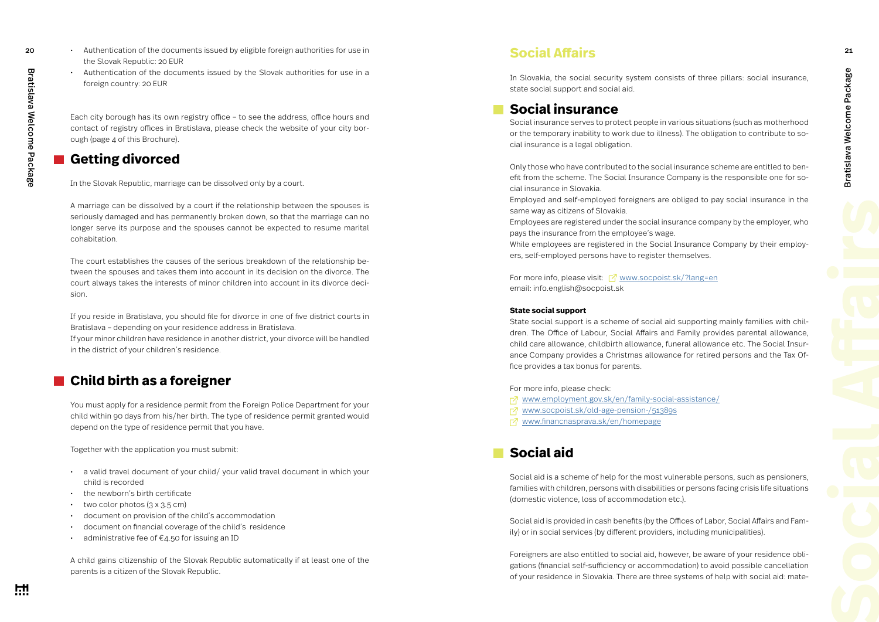- Authentication of the documents issued by eligible foreign authorities for use in the Slovak Republic: 20 EUR
- Authentication of the documents issued by the Slovak authorities for use in a foreign country: 20 EUR

Each city borough has its own registry office – to see the address, office hours and contact of registry offices in Bratislava, please check the website of your city borough (page 4 of this Brochure).

## Getting divorced

In the Slovak Republic, marriage can be dissolved only by a court.

A marriage can be dissolved by a court if the relationship between the spouses is seriously damaged and has permanently broken down, so that the marriage can no longer serve its purpose and the spouses cannot be expected to resume marital cohabitation.

The court establishes the causes of the serious breakdown of the relationship between the spouses and takes them into account in its decision on the divorce. The court always takes the interests of minor children into account in its divorce decision.

If you reside in Bratislava, you should file for divorce in one of five district courts in Bratislava – depending on your residence address in Bratislava.
If your minor children have residence in another district, your divorce will be handled in the district of your children's residence.

## Child birth as a foreigner

You must apply for a residence permit from the Foreign Police Department for your child within 90 days from his/her birth. The type of residence permit granted would depend on the type of residence permit that you have.

Together with the application you must submit:

- a valid travel document of your child/ your valid travel document in which your child is recorded
- the newborn's birth certificate
- two color photos (3 x 3.5 cm)
- document on provision of the child's accommodation
- document on financial coverage of the child's residence
- administrative fee of €4.50 for issuing an ID

A child gains citizenship of the Slovak Republic automatically if at least one of the parents is a citizen of the Slovak Republic.

# Social Affairs

In Slovakia, the social security system consists of three pillars: social insurance, state social support and social aid.

## Social insurance

Social insurance serves to protect people in various situations (such as motherhood or the temporary inability to work due to illness). The obligation to contribute to social insurance is a legal obligation.

Only those who have contributed to the social insurance scheme are entitled to benefit from the scheme. The Social Insurance Company is the responsible one for social insurance in Slovakia.
Employed and self-employed foreigners are obliged to pay social insurance in the same way as citizens of Slovakia.
Employees are registered under the social insurance company by the employer, who pays the insurance from the employee's wage.
While employees are registered in the Social Insurance Company by their employers, self-employed persons have to register themselves.

For more info, please visit: [www.socpoist.sk/?lang=en](www.socpoist.sk/?lang=en)
email: info.english@socpoist.sk

### State social support

State social support is a scheme of social aid supporting mainly families with children. The Office of Labour, Social Affairs and Family provides parental allowance, child care allowance, childbirth allowance, funeral allowance etc. The Social Insurance Company provides a Christmas allowance for retired persons and the Tax Office provides a tax bonus for parents.

For more info, please check:
- [www.employment.gov.sk/en/family-social-assistance/](www.employment.gov.sk/en/family-social-assistance/)
- [www.socpoist.sk/old-age-pension-/51389s](www.socpoist.sk/old-age-pension-/51389s)
- [www.financnasprava.sk/en/homepage](www.financnasprava.sk/en/homepage)

## Social aid

Social aid is a scheme of help for the most vulnerable persons, such as pensioners, families with children, persons with disabilities or persons facing crisis life situations (domestic violence, loss of accommodation etc.).

Social aid is provided in cash benefits (by the Offices of Labor, Social Affairs and Family) or in social services (by different providers, including municipalities).

Foreigners are also entitled to social aid, however, be aware of your residence obligations (financial self-sufficiency or accommodation) to avoid possible cancellation of your residence in Slovakia. There are three systems of help with social aid: mate-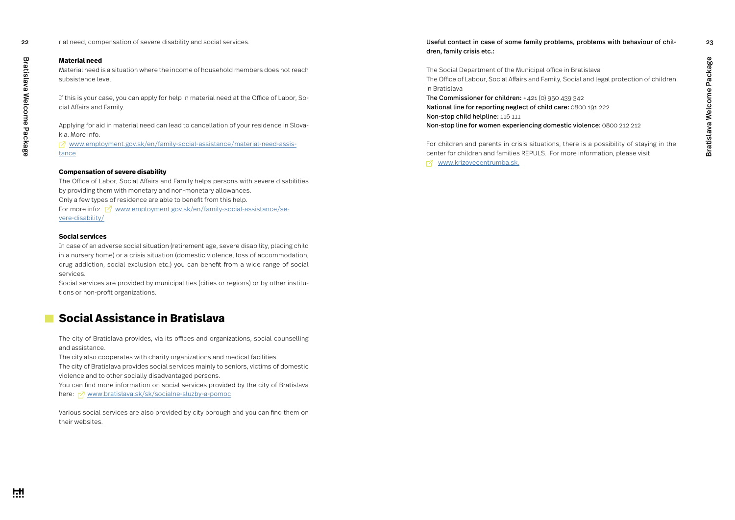rial need, compensation of severe disability and social services.

**Material need**

Material need is a situation where the income of household members does not reach subsistence level.

If this is your case, you can apply for help in material need at the Office of Labor, Social Affairs and Family.

Applying for aid in material need can lead to cancellation of your residence in Slovakia. More info:
www.employment.gov.sk/en/family-social-assistance/material-need-assistance

**Compensation of severe disability**

The Office of Labor, Social Affairs and Family helps persons with severe disabilities by providing them with monetary and non-monetary allowances.
Only a few types of residence are able to benefit from this help.
For more info: www.employment.gov.sk/en/family-social-assistance/severe-disability/

**Social services**

In case of an adverse social situation (retirement age, severe disability, placing child in a nursery home) or a crisis situation (domestic violence, loss of accommodation, drug addiction, social exclusion etc.) you can benefit from a wide range of social services.
Social services are provided by municipalities (cities or regions) or by other institutions or non-profit organizations.

## Social Assistance in Bratislava

The city of Bratislava provides, via its offices and organizations, social counselling and assistance.
The city also cooperates with charity organizations and medical facilities.
The city of Bratislava provides social services mainly to seniors, victims of domestic violence and to other socially disadvantaged persons.
You can find more information on social services provided by the city of Bratislava here: www.bratislava.sk/sk/socialne-sluzby-a-pomoc

Various social services are also provided by city borough and you can find them on their websites.

Useful contact in case of some family problems, problems with behaviour of children, family crisis etc.:

The Social Department of the Municipal office in Bratislava
The Office of Labour, Social Affairs and Family, Social and legal protection of children in Bratislava
**The Commissioner for children:** +421 (0) 950 439 342
**National line for reporting neglect of child care:** 0800 191 222
**Non-stop child helpline:** 116 111
**Non-stop line for women experiencing domestic violence:** 0800 212 212

For children and parents in crisis situations, there is a possibility of staying in the center for children and families REPULS. For more information, please visit
www.krizovecentrumba.sk.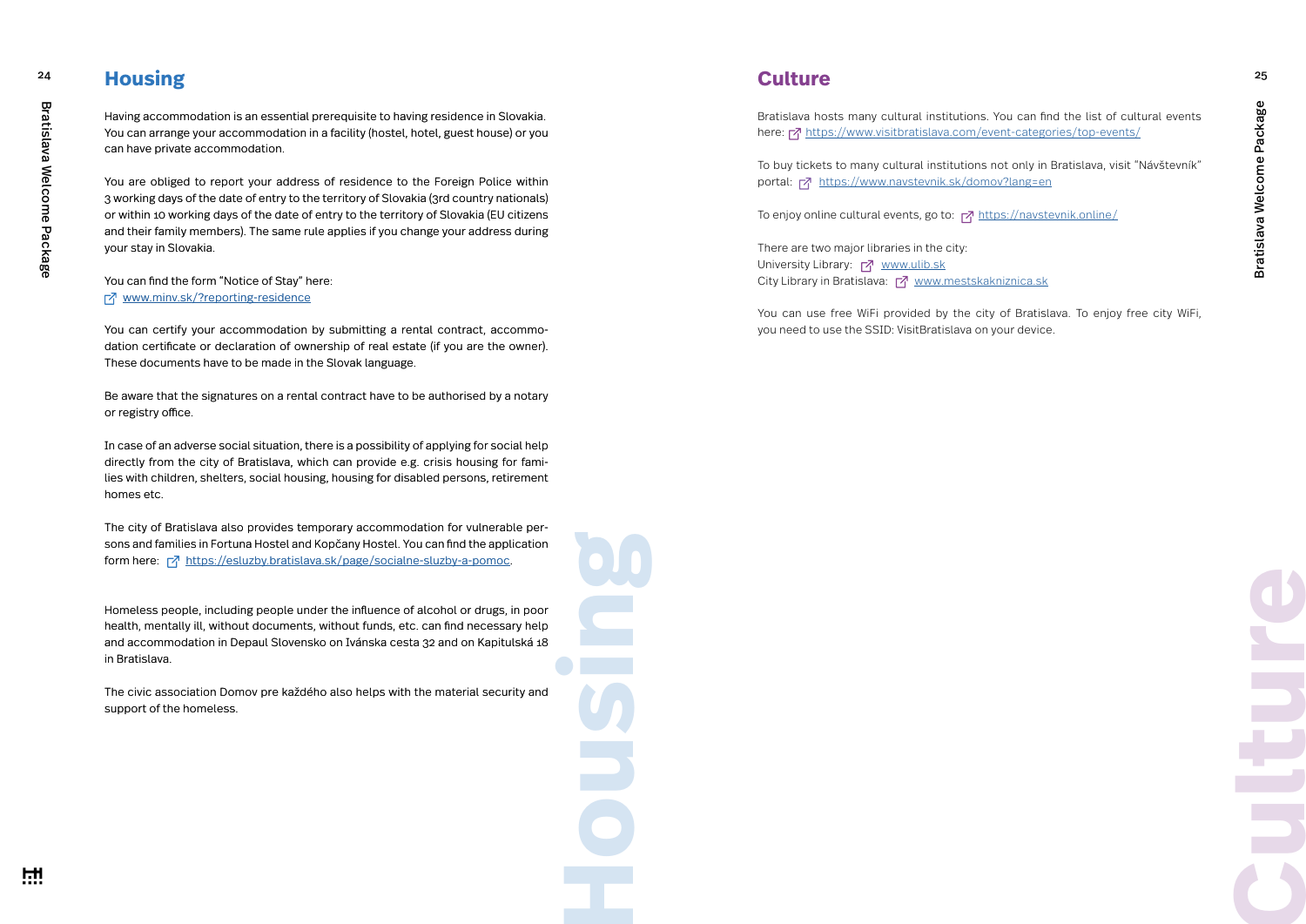## Housing

Having accommodation is an essential prerequisite to having residence in Slovakia. You can arrange your accommodation in a facility (hostel, hotel, guest house) or you can have private accommodation.

You are obliged to report your address of residence to the Foreign Police within 3 working days of the date of entry to the territory of Slovakia (3rd country nationals) or within 10 working days of the date of entry to the territory of Slovakia (EU citizens and their family members). The same rule applies if you change your address during your stay in Slovakia.

You can find the form "Notice of Stay" here:
www.minv.sk/?reporting-residence

You can certify your accommodation by submitting a rental contract, accommodation certificate or declaration of ownership of real estate (if you are the owner). These documents have to be made in the Slovak language.

Be aware that the signatures on a rental contract have to be authorised by a notary or registry office.

In case of an adverse social situation, there is a possibility of applying for social help directly from the city of Bratislava, which can provide e.g. crisis housing for families with children, shelters, social housing, housing for disabled persons, retirement homes etc.

The city of Bratislava also provides temporary accommodation for vulnerable persons and families in Fortuna Hostel and Kopčany Hostel. You can find the application form here: https://esluzby.bratislava.sk/page/socialne-sluzby-a-pomoc.

Homeless people, including people under the influence of alcohol or drugs, in poor health, mentally ill, without documents, without funds, etc. can find necessary help and accommodation in Depaul Slovensko on Ivánska cesta 32 and on Kapitulská 18 in Bratislava.

The civic association Domov pre každého also helps with the material security and support of the homeless.

## Culture

Bratislava hosts many cultural institutions. You can find the list of cultural events here: https://www.visitbratislava.com/event-categories/top-events/

To buy tickets to many cultural institutions not only in Bratislava, visit "Návštevník" portal: https://www.navstevnik.sk/domov?lang=en

To enjoy online cultural events, go to: https://navstevnik.online/

There are two major libraries in the city:
University Library: www.ulib.sk
City Library in Bratislava: www.mestskakniznica.sk

You can use free WiFi provided by the city of Bratislava. To enjoy free city WiFi, you need to use the SSID: VisitBratislava on your device.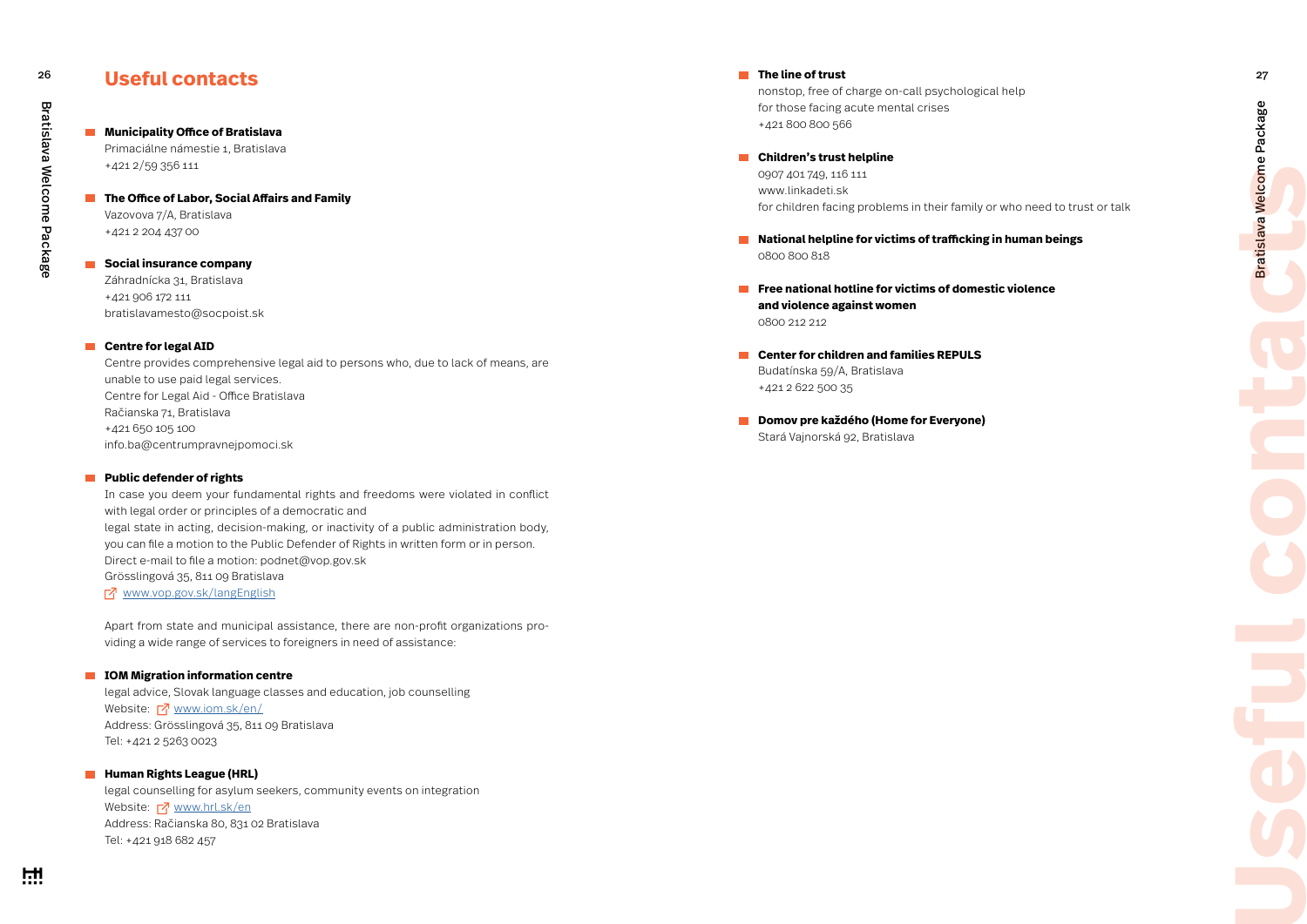## Useful contacts

- **Municipality Office of Bratislava**
  Primaciálne námestie 1, Bratislava
  +421 2/59 356 111

- **The Office of Labor, Social Affairs and Family**
  Vazovova 7/A, Bratislava
  +421 2 204 437 00

- **Social insurance company**
  Záhradnícka 31, Bratislava
  +421 906 172 111
  bratislavamesto@socpoist.sk

- **Centre for legal AID**
  Centre provides comprehensive legal aid to persons who, due to lack of means, are unable to use paid legal services.
  Centre for Legal Aid - Office Bratislava
  Račianska 71, Bratislava
  +421 650 105 100
  info.ba@centrumpravnejpomoci.sk

- **Public defender of rights**
  In case you deem your fundamental rights and freedoms were violated in conflict with legal order or principles of a democratic and legal state in acting, decision-making, or inactivity of a public administration body, you can file a motion to the Public Defender of Rights in written form or in person.
  Direct e-mail to file a motion: podnet@vop.gov.sk
  Grösslingová 35, 811 09 Bratislava
  www.vop.gov.sk/langEnglish

Apart from state and municipal assistance, there are non-profit organizations providing a wide range of services to foreigners in need of assistance:

- **IOM Migration information centre**
  legal advice, Slovak language classes and education, job counselling
  Website: www.iom.sk/en/
  Address: Grösslingová 35, 811 09 Bratislava
  Tel: +421 2 5263 0023

- **Human Rights League (HRL)**
  legal counselling for asylum seekers, community events on integration
  Website: www.hrl.sk/en
  Address: Račianska 80, 831 02 Bratislava
  Tel: +421 918 682 457

- **The line of trust**
  nonstop, free of charge on-call psychological help for those facing acute mental crises
  +421 800 800 566

- **Children's trust helpline**
  0907 401 749, 116 111
  www.linkadeti.sk
  for children facing problems in their family or who need to trust or talk

- **National helpline for victims of trafficking in human beings**
  0800 800 818

- **Free national hotline for victims of domestic violence and violence against women**
  0800 212 212

- **Center for children and families REPULS**
  Budatínska 59/A, Bratislava
  +421 2 622 500 35

- **Domov pre každého (Home for Everyone)**
  Stará Vajnorská 92, Bratislava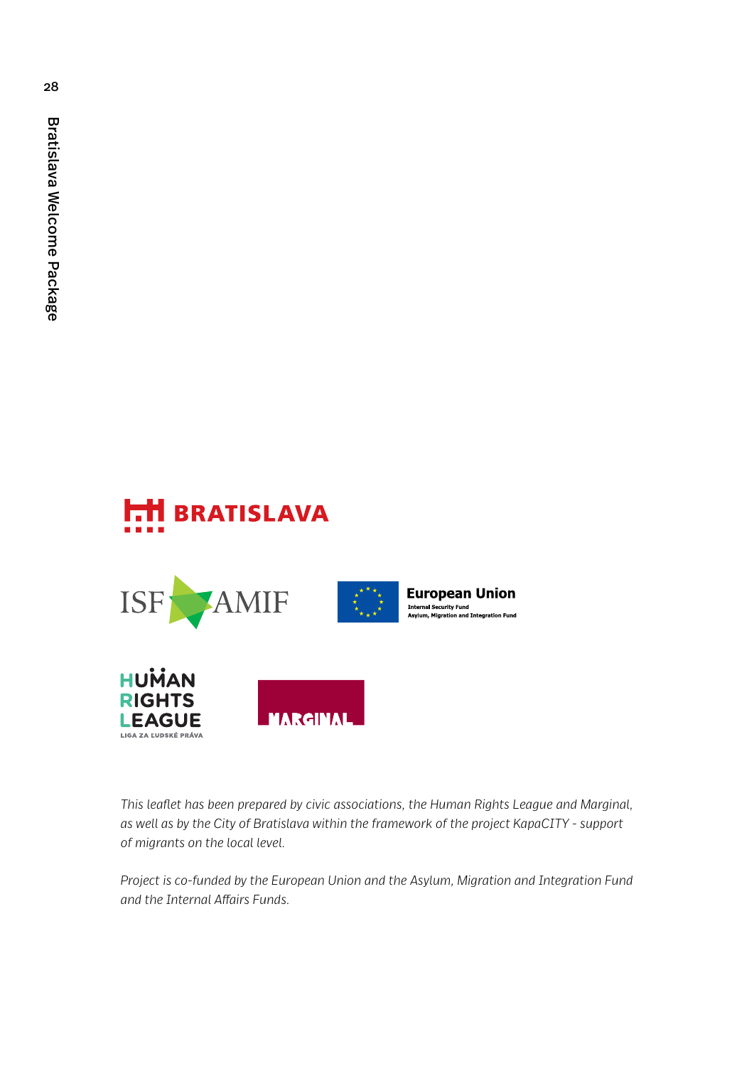*This leaflet has been prepared by civic associations, the Human Rights League and Marginal, as well as by the City of Bratislava within the framework of the project KapaCITY - support of migrants on the local level.*

*Project is co-funded by the European Union and the Asylum, Migration and Integration Fund and the Internal Affairs Funds.*